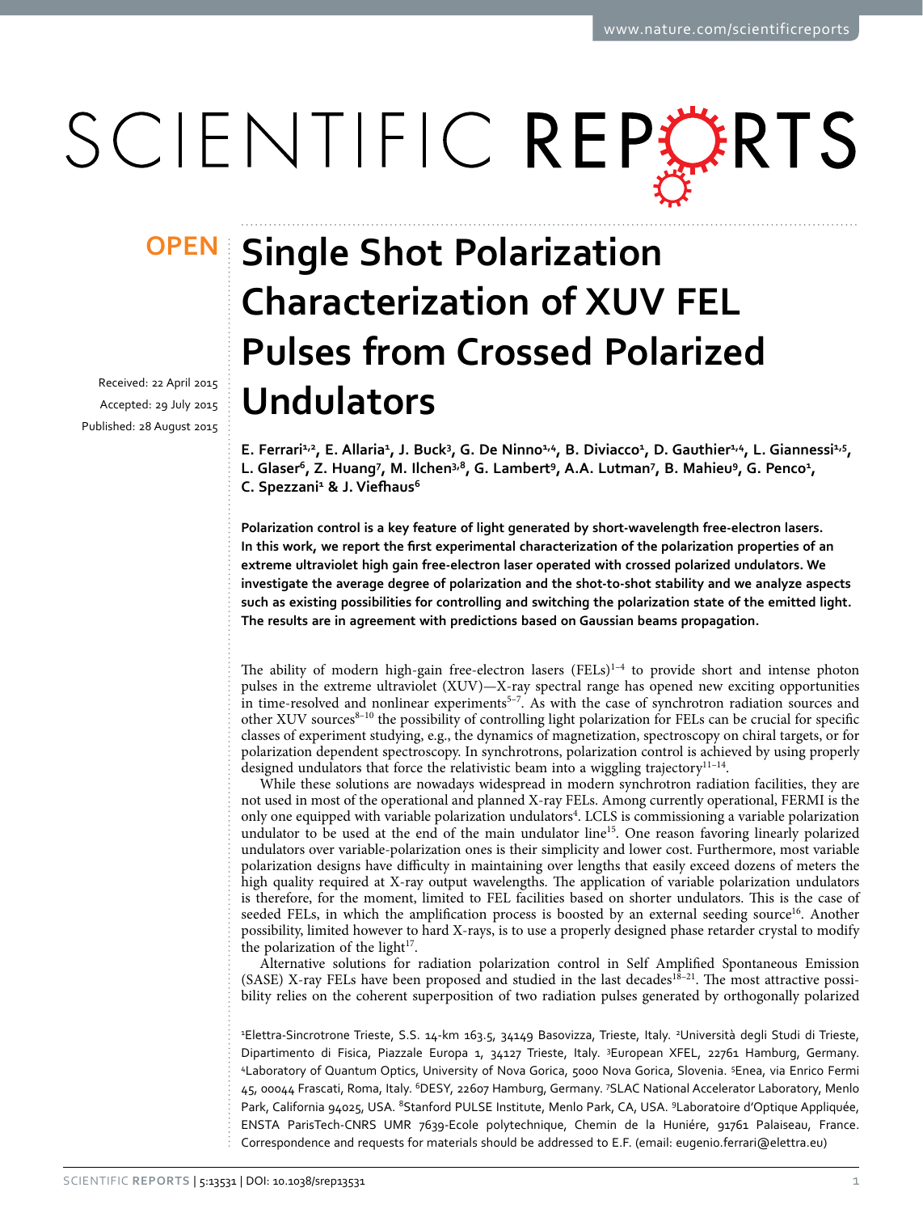# Single Shot Polarization Characterization of XUV FEL Pulses from Crossed Polarized Undulators

**OPEN**

Received: 22 April 2015
Accepted: 29 July 2015
Published: 28 August 2015

**E. Ferrari[1,2], E. Allaria[1], J. Buck[3], G. De Ninno[1,4], B. Diviacco[1], D. Gauthier[1,4], L. Giannessi[1,5], L. Glaser[6], Z. Huang[7], M. Ilchen[3,8], G. Lambert[9], A.A. Lutman[7], B. Mahieu[9], G. Penco[1], C. Spezzani[1] & J. Viefhaus[6]**

**Polarization control is a key feature of light generated by short-wavelength free-electron lasers. In this work, we report the first experimental characterization of the polarization properties of an extreme ultraviolet high gain free-electron laser operated with crossed polarized undulators. We investigate the average degree of polarization and the shot-to-shot stability and we analyze aspects such as existing possibilities for controlling and switching the polarization state of the emitted light. The results are in agreement with predictions based on Gaussian beams propagation.**

The ability of modern high-gain free-electron lasers (FELs)[1–4] to provide short and intense photon pulses in the extreme ultraviolet (XUV)—X-ray spectral range has opened new exciting opportunities in time-resolved and nonlinear experiments[5–7]. As with the case of synchrotron radiation sources and other XUV sources[8–10] the possibility of controlling light polarization for FELs can be crucial for specific classes of experiment studying, e.g., the dynamics of magnetization, spectroscopy on chiral targets, or for polarization dependent spectroscopy. In synchrotrons, polarization control is achieved by using properly designed undulators that force the relativistic beam into a wiggling trajectory[11–14].

While these solutions are nowadays widespread in modern synchrotron radiation facilities, they are not used in most of the operational and planned X-ray FELs. Among currently operational, FERMI is the only one equipped with variable polarization undulators[4]. LCLS is commissioning a variable polarization undulator to be used at the end of the main undulator line[15]. One reason favoring linearly polarized undulators over variable-polarization ones is their simplicity and lower cost. Furthermore, most variable polarization designs have difficulty in maintaining over lengths that easily exceed dozens of meters the high quality required at X-ray output wavelengths. The application of variable polarization undulators is therefore, for the moment, limited to FEL facilities based on shorter undulators. This is the case of seeded FELs, in which the amplification process is boosted by an external seeding source[16]. Another possibility, limited however to hard X-rays, is to use a properly designed phase retarder crystal to modify the polarization of the light[17].

Alternative solutions for radiation polarization control in Self Amplified Spontaneous Emission (SASE) X-ray FELs have been proposed and studied in the last decades[18–21]. The most attractive possibility relies on the coherent superposition of two radiation pulses generated by orthogonally polarized

[1]Elettra-Sincrotrone Trieste, S.S. 14-km 163.5, 34149 Basovizza, Trieste, Italy. [2]Università degli Studi di Trieste, Dipartimento di Fisica, Piazzale Europa 1, 34127 Trieste, Italy. [3]European XFEL, 22761 Hamburg, Germany. [4]Laboratory of Quantum Optics, University of Nova Gorica, 5000 Nova Gorica, Slovenia. [5]Enea, via Enrico Fermi 45, 00044 Frascati, Roma, Italy. [6]DESY, 22607 Hamburg, Germany. [7]SLAC National Accelerator Laboratory, Menlo Park, California 94025, USA. [8]Stanford PULSE Institute, Menlo Park, CA, USA. [9]Laboratoire d'Optique Appliquée, ENSTA ParisTech-CNRS UMR 7639-Ecole polytechnique, Chemin de la Huniére, 91761 Palaiseau, France. Correspondence and requests for materials should be addressed to E.F. (email: eugenio.ferrari@elettra.eu)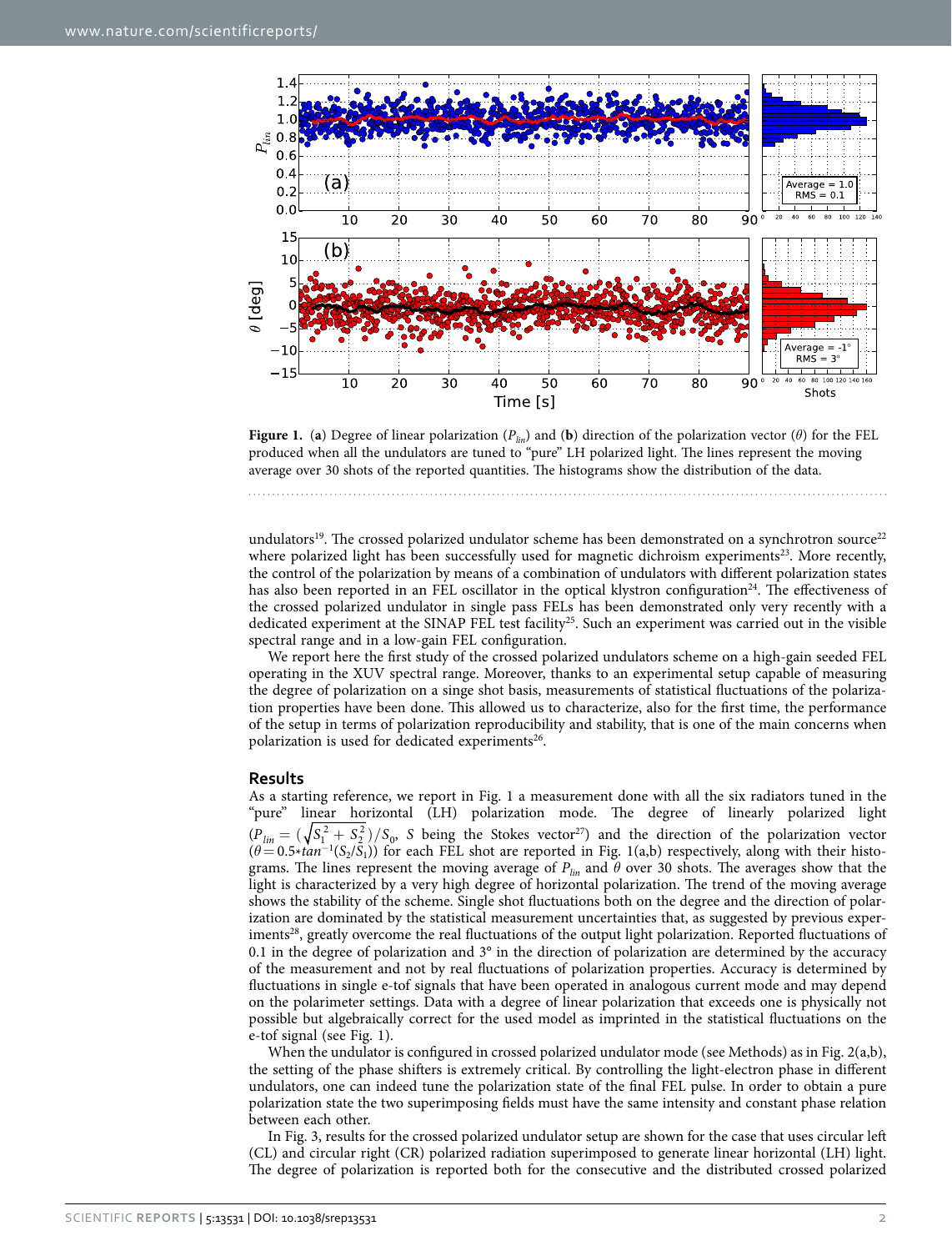**Figure 1.** (**a**) Degree of linear polarization ($P_{lin}$) and (**b**) direction of the polarization vector ($\theta$) for the FEL produced when all the undulators are tuned to "pure" LH polarized light. The lines represent the moving average over 30 shots of the reported quantities. The histograms show the distribution of the data.

undulators[19]. The crossed polarized undulator scheme has been demonstrated on a synchrotron source[22] where polarized light has been successfully used for magnetic dichroism experiments[23]. More recently, the control of the polarization by means of a combination of undulators with different polarization states has also been reported in an FEL oscillator in the optical klystron configuration[24]. The effectiveness of the crossed polarized undulator in single pass FELs has been demonstrated only very recently with a dedicated experiment at the SINAP FEL test facility[25]. Such an experiment was carried out in the visible spectral range and in a low-gain FEL configuration.

We report here the first study of the crossed polarized undulators scheme on a high-gain seeded FEL operating in the XUV spectral range. Moreover, thanks to an experimental setup capable of measuring the degree of polarization on a singe shot basis, measurements of statistical fluctuations of the polarization properties have been done. This allowed us to characterize, also for the first time, the performance of the setup in terms of polarization reproducibility and stability, that is one of the main concerns when polarization is used for dedicated experiments[26].

## Results

As a starting reference, we report in Fig. 1 a measurement done with all the six radiators tuned in the "pure" linear horizontal (LH) polarization mode. The degree of linearly polarized light ($P_{lin} = (\sqrt{S_1^2 + S_2^2})/S_0$, $S$ being the Stokes vector[27]) and the direction of the polarization vector ($\theta = 0.5 * tan^{-1}(S_2/S_1)$) for each FEL shot are reported in Fig. 1(a,b) respectively, along with their histograms. The lines represent the moving average of $P_{lin}$ and $\theta$ over 30 shots. The averages show that the light is characterized by a very high degree of horizontal polarization. The trend of the moving average shows the stability of the scheme. Single shot fluctuations both on the degree and the direction of polarization are dominated by the statistical measurement uncertainties that, as suggested by previous experiments[28], greatly overcome the real fluctuations of the output light polarization. Reported fluctuations of 0.1 in the degree of polarization and 3° in the direction of polarization are determined by the accuracy of the measurement and not by real fluctuations of polarization properties. Accuracy is determined by fluctuations in single e-tof signals that have been operated in analogous current mode and may depend on the polarimeter settings. Data with a degree of linear polarization that exceeds one is physically not possible but algebraically correct for the used model as imprinted in the statistical fluctuations on the e-tof signal (see Fig. 1).

When the undulator is configured in crossed polarized undulator mode (see Methods) as in Fig. 2(a,b), the setting of the phase shifters is extremely critical. By controlling the light-electron phase in different undulators, one can indeed tune the polarization state of the final FEL pulse. In order to obtain a pure polarization state the two superimposing fields must have the same intensity and constant phase relation between each other.

In Fig. 3, results for the crossed polarized undulator setup are shown for the case that uses circular left (CL) and circular right (CR) polarized radiation superimposed to generate linear horizontal (LH) light. The degree of polarization is reported both for the consecutive and the distributed crossed polarized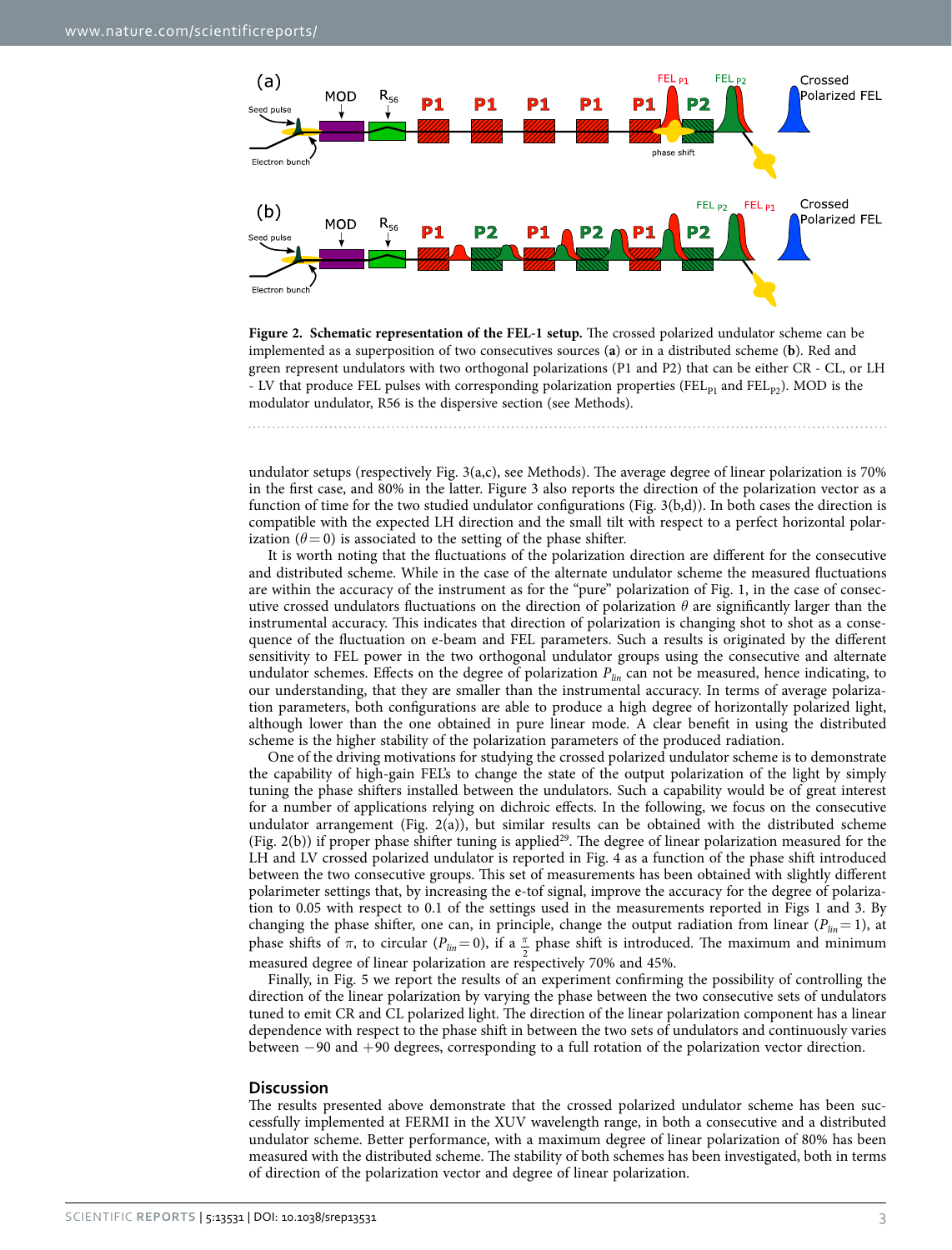**Figure 2. Schematic representation of the FEL-1 setup.** The crossed polarized undulator scheme can be implemented as a superposition of two consecutives sources (**a**) or in a distributed scheme (**b**). Red and green represent undulators with two orthogonal polarizations (P1 and P2) that can be either CR - CL, or LH - LV that produce FEL pulses with corresponding polarization properties ($FEL_{P1}$ and $FEL_{P2}$). MOD is the modulator undulator, R56 is the dispersive section (see Methods).

undulator setups (respectively Fig. 3(a,c), see Methods). The average degree of linear polarization is 70% in the first case, and 80% in the latter. Figure 3 also reports the direction of the polarization vector as a function of time for the two studied undulator configurations (Fig. 3(b,d)). In both cases the direction is compatible with the expected LH direction and the small tilt with respect to a perfect horizontal polarization ($\theta = 0$) is associated to the setting of the phase shifter.

It is worth noting that the fluctuations of the polarization direction are different for the consecutive and distributed scheme. While in the case of the alternate undulator scheme the measured fluctuations are within the accuracy of the instrument as for the "pure" polarization of Fig. 1, in the case of consecutive crossed undulators fluctuations on the direction of polarization $\theta$ are significantly larger than the instrumental accuracy. This indicates that direction of polarization is changing shot to shot as a consequence of the fluctuation on e-beam and FEL parameters. Such a results is originated by the different sensitivity to FEL power in the two orthogonal undulator groups using the consecutive and alternate undulator schemes. Effects on the degree of polarization $P_{lin}$ can not be measured, hence indicating, to our understanding, that they are smaller than the instrumental accuracy. In terms of average polarization parameters, both configurations are able to produce a high degree of horizontally polarized light, although lower than the one obtained in pure linear mode. A clear benefit in using the distributed scheme is the higher stability of the polarization parameters of the produced radiation.

One of the driving motivations for studying the crossed polarized undulator scheme is to demonstrate the capability of high-gain FEL's to change the state of the output polarization of the light by simply tuning the phase shifters installed between the undulators. Such a capability would be of great interest for a number of applications relying on dichroic effects. In the following, we focus on the consecutive undulator arrangement (Fig. 2(a)), but similar results can be obtained with the distributed scheme (Fig. 2(b)) if proper phase shifter tuning is applied[29]. The degree of linear polarization measured for the LH and LV crossed polarized undulator is reported in Fig. 4 as a function of the phase shift introduced between the two consecutive groups. This set of measurements has been obtained with slightly different polarimeter settings that, by increasing the e-tof signal, improve the accuracy for the degree of polarization to 0.05 with respect to 0.1 of the settings used in the measurements reported in Figs 1 and 3. By changing the phase shifter, one can, in principle, change the output radiation from linear ($P_{lin} = 1$), at phase shifts of $\pi$, to circular ($P_{lin} = 0$), if a $\frac{\pi}{2}$ phase shift is introduced. The maximum and minimum measured degree of linear polarization are respectively 70% and 45%.

Finally, in Fig. 5 we report the results of an experiment confirming the possibility of controlling the direction of the linear polarization by varying the phase between the two consecutive sets of undulators tuned to emit CR and CL polarized light. The direction of the linear polarization component has a linear dependence with respect to the phase shift in between the two sets of undulators and continuously varies between −90 and +90 degrees, corresponding to a full rotation of the polarization vector direction.

## Discussion

The results presented above demonstrate that the crossed polarized undulator scheme has been successfully implemented at FERMI in the XUV wavelength range, in both a consecutive and a distributed undulator scheme. Better performance, with a maximum degree of linear polarization of 80% has been measured with the distributed scheme. The stability of both schemes has been investigated, both in terms of direction of the polarization vector and degree of linear polarization.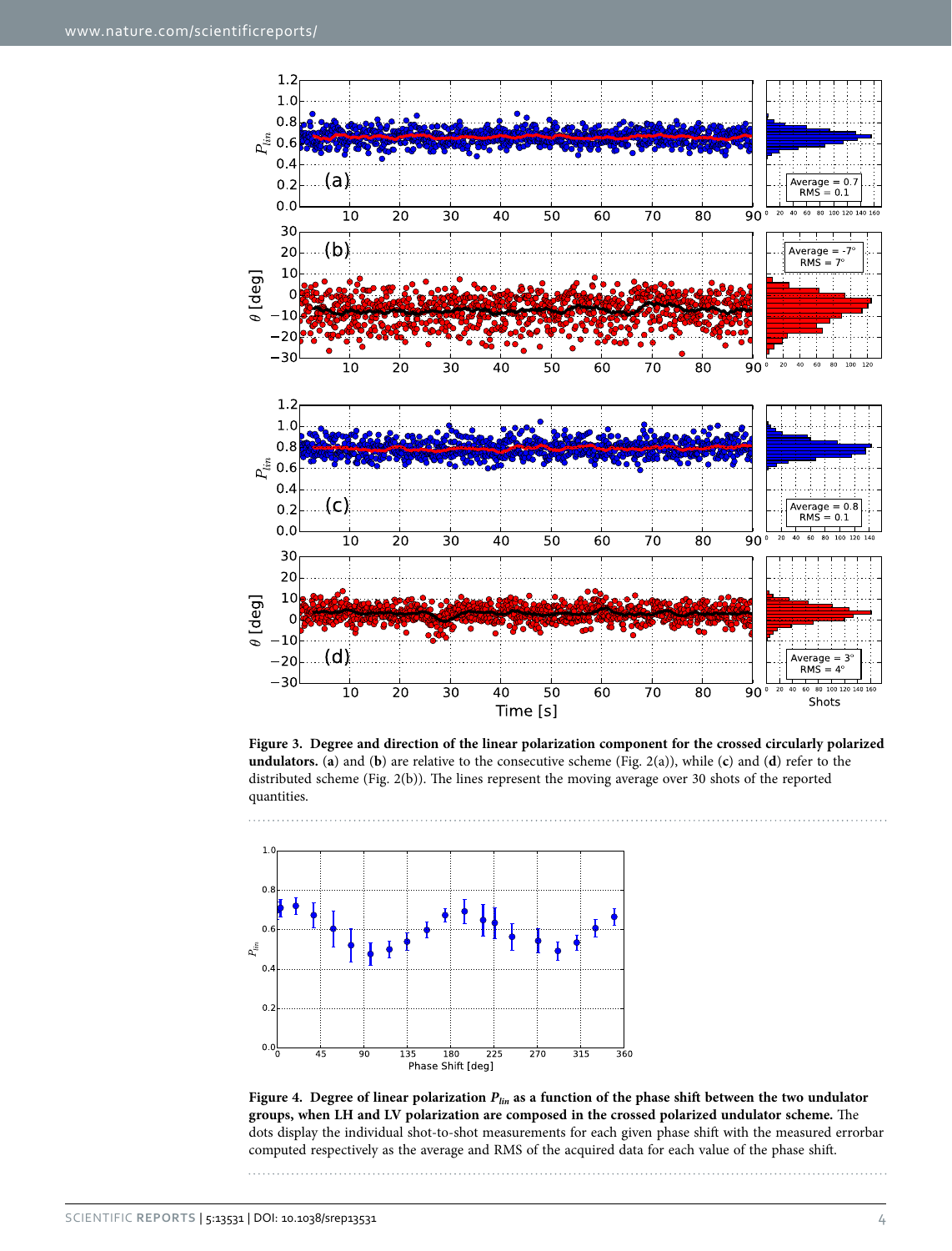**Figure 3. Degree and direction of the linear polarization component for the crossed circularly polarized undulators.** (**a**) and (**b**) are relative to the consecutive scheme (Fig. 2(a)), while (**c**) and (**d**) refer to the distributed scheme (Fig. 2(b)). The lines represent the moving average over 30 shots of the reported quantities.

**Figure 4. Degree of linear polarization $P_{lin}$ as a function of the phase shift between the two undulator groups, when LH and LV polarization are composed in the crossed polarized undulator scheme.** The dots display the individual shot-to-shot measurements for each given phase shift with the measured errorbar computed respectively as the average and RMS of the acquired data for each value of the phase shift.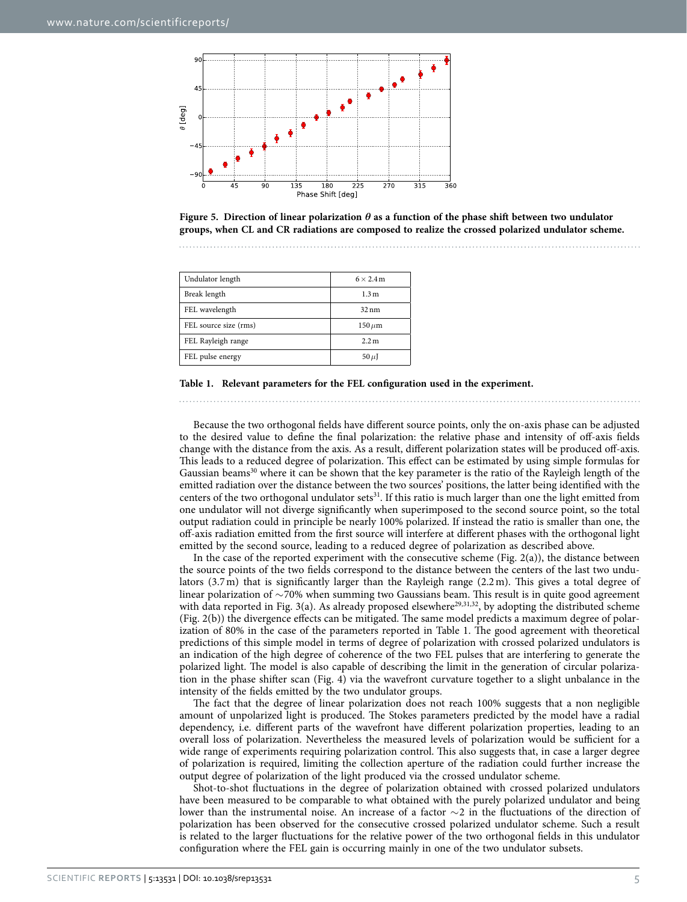**Figure 5. Direction of linear polarization $\theta$ as a function of the phase shift between two undulator groups, when CL and CR radiations are composed to realize the crossed polarized undulator scheme.**

| Undulator length | $6 \times 2.4$ m |
|---|---|
| Break length | 1.3 m |
| FEL wavelength | 32 nm |
| FEL source size (rms) | 150 $\mu$m |
| FEL Rayleigh range | 2.2 m |
| FEL pulse energy | 50 $\mu$J |

**Table 1. Relevant parameters for the FEL configuration used in the experiment.**

Because the two orthogonal fields have different source points, only the on-axis phase can be adjusted to the desired value to define the final polarization: the relative phase and intensity of off-axis fields change with the distance from the axis. As a result, different polarization states will be produced off-axis. This leads to a reduced degree of polarization. This effect can be estimated by using simple formulas for Gaussian beams[30] where it can be shown that the key parameter is the ratio of the Rayleigh length of the emitted radiation over the distance between the two sources' positions, the latter being identified with the centers of the two orthogonal undulator sets[31]. If this ratio is much larger than one the light emitted from one undulator will not diverge significantly when superimposed to the second source point, so the total output radiation could in principle be nearly 100% polarized. If instead the ratio is smaller than one, the off-axis radiation emitted from the first source will interfere at different phases with the orthogonal light emitted by the second source, leading to a reduced degree of polarization as described above.

In the case of the reported experiment with the consecutive scheme (Fig. 2(a)), the distance between the source points of the two fields correspond to the distance between the centers of the last two undulators (3.7 m) that is significantly larger than the Rayleigh range (2.2 m). This gives a total degree of linear polarization of ~70% when summing two Gaussians beam. This result is in quite good agreement with data reported in Fig. 3(a). As already proposed elsewhere[29,31,32], by adopting the distributed scheme (Fig. 2(b)) the divergence effects can be mitigated. The same model predicts a maximum degree of polarization of 80% in the case of the parameters reported in Table 1. The good agreement with theoretical predictions of this simple model in terms of degree of polarization with crossed polarized undulators is an indication of the high degree of coherence of the two FEL pulses that are interfering to generate the polarized light. The model is also capable of describing the limit in the generation of circular polarization in the phase shifter scan (Fig. 4) via the wavefront curvature together to a slight unbalance in the intensity of the fields emitted by the two undulator groups.

The fact that the degree of linear polarization does not reach 100% suggests that a non negligible amount of unpolarized light is produced. The Stokes parameters predicted by the model have a radial dependency, i.e. different parts of the wavefront have different polarization properties, leading to an overall loss of polarization. Nevertheless the measured levels of polarization would be sufficient for a wide range of experiments requiring polarization control. This also suggests that, in case a larger degree of polarization is required, limiting the collection aperture of the radiation could further increase the output degree of polarization of the light produced via the crossed undulator scheme.

Shot-to-shot fluctuations in the degree of polarization obtained with crossed polarized undulators have been measured to be comparable to what obtained with the purely polarized undulator and being lower than the instrumental noise. An increase of a factor ~2 in the fluctuations of the direction of polarization has been observed for the consecutive crossed polarized undulator scheme. Such a result is related to the larger fluctuations for the relative power of the two orthogonal fields in this undulator configuration where the FEL gain is occurring mainly in one of the two undulator subsets.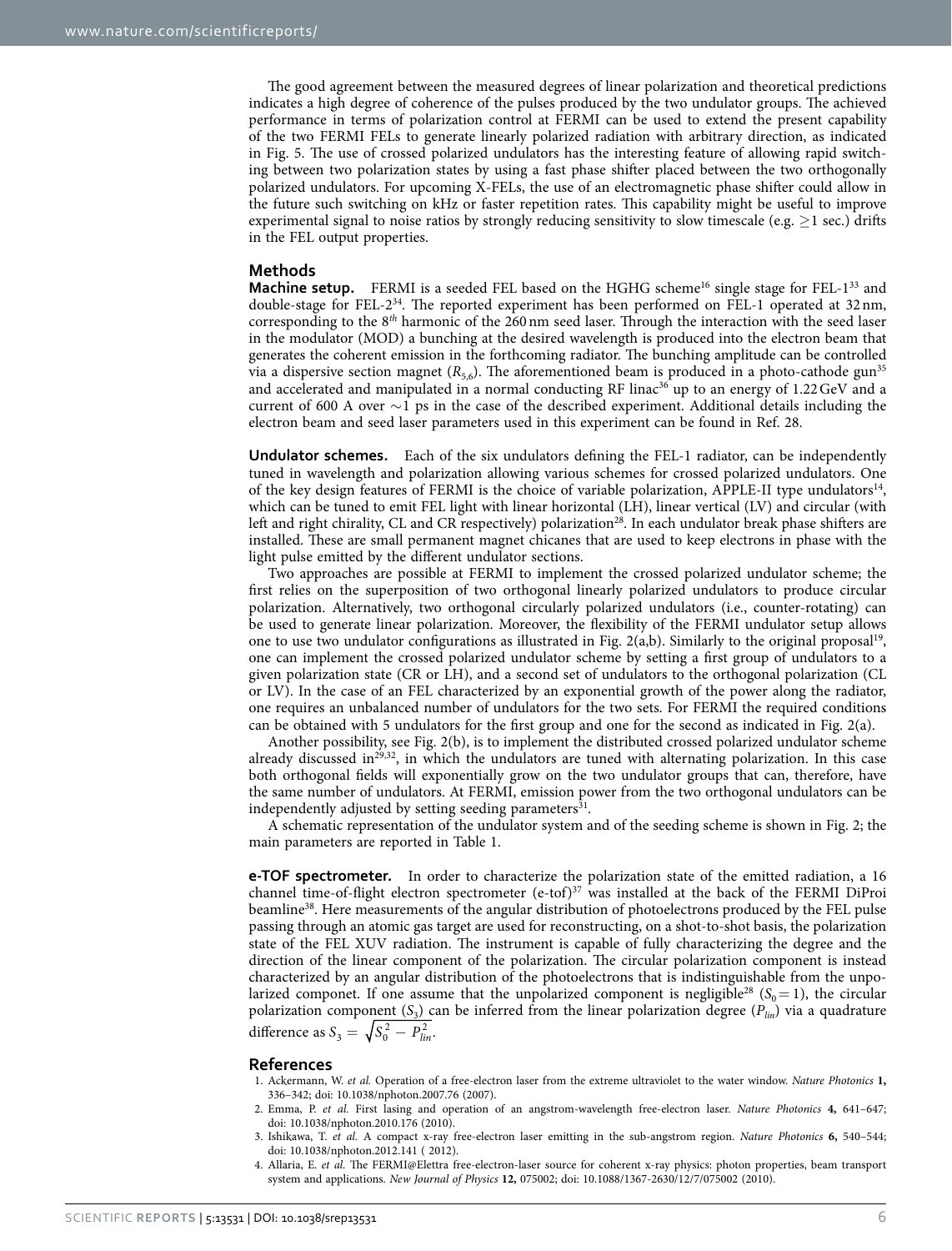The good agreement between the measured degrees of linear polarization and theoretical predictions indicates a high degree of coherence of the pulses produced by the two undulator groups. The achieved performance in terms of polarization control at FERMI can be used to extend the present capability of the two FERMI FELs to generate linearly polarized radiation with arbitrary direction, as indicated in Fig. 5. The use of crossed polarized undulators has the interesting feature of allowing rapid switching between two polarization states by using a fast phase shifter placed between the two orthogonally polarized undulators. For upcoming X-FELs, the use of an electromagnetic phase shifter could allow in the future such switching on kHz or faster repetition rates. This capability might be useful to improve experimental signal to noise ratios by strongly reducing sensitivity to slow timescale (e.g. $\geq$1 sec.) drifts in the FEL output properties.

## Methods

**Machine setup.** FERMI is a seeded FEL based on the HHGH scheme[16] single stage for FEL-1[33] and double-stage for FEL-2[34]. The reported experiment has been performed on FEL-1 operated at 32 nm, corresponding to the 8$^{th}$ harmonic of the 260 nm seed laser. Through the interaction with the seed laser in the modulator (MOD) a bunching at the desired wavelength is produced into the electron beam that generates the coherent emission in the forthcoming radiator. The bunching amplitude can be controlled via a dispersive section magnet ($R_{5,6}$). The aforementioned beam is produced in a photo-cathode gun[35] and accelerated and manipulated in a normal conducting RF linac[36] up to an energy of 1.22 GeV and a current of 600 A over ~1 ps in the case of the described experiment. Additional details including the electron beam and seed laser parameters used in this experiment can be found in Ref. 28.

**Undulator schemes.** Each of the six undulators defining the FEL-1 radiator, can be independently tuned in wavelength and polarization allowing various schemes for crossed polarized undulators. One of the key design features of FERMI is the choice of variable polarization, APPLE-II type undulators[14], which can be tuned to emit FEL light with linear horizontal (LH), linear vertical (LV) and circular (with left and right chirality, CL and CR respectively) polarization[28]. In each undulator break phase shifters are installed. These are small permanent magnet chicanes that are used to keep electrons in phase with the light pulse emitted by the different undulator sections.

Two approaches are possible at FERMI to implement the crossed polarized undulator scheme; the first relies on the superposition of two orthogonal linearly polarized undulators to produce circular polarization. Alternatively, two orthogonal circularly polarized undulators (i.e., counter-rotating) can be used to generate linear polarization. Moreover, the flexibility of the FERMI undulator setup allows one to use two undulator configurations as illustrated in Fig. 2(a,b). Similarly to the original proposal[19], one can implement the crossed polarized undulator scheme by setting a first group of undulators to a given polarization state (CR or LH), and a second set of undulators to the orthogonal polarization (CL or LV). In the case of an FEL characterized by an exponential growth of the power along the radiator, one requires an unbalanced number of undulators for the two sets. For FERMI the required conditions can be obtained with 5 undulators for the first group and one for the second as indicated in Fig. 2(a).

Another possibility, see Fig. 2(b), is to implement the distributed crossed polarized undulator scheme already discussed in[29,32], in which the undulators are tuned with alternating polarization. In this case both orthogonal fields will exponentially grow on the two undulator groups that can, therefore, have the same number of undulators. At FERMI, emission power from the two orthogonal undulators can be independently adjusted by setting seeding parameters[31].

A schematic representation of the undulator system and of the seeding scheme is shown in Fig. 2; the main parameters are reported in Table 1.

**e-TOF spectrometer.** In order to characterize the polarization state of the emitted radiation, a 16 channel time-of-flight electron spectrometer (e-tof)[37] was installed at the back of the FERMI DiProi beamline[38]. Here measurements of the angular distribution of photoelectrons produced by the FEL pulse passing through an atomic gas target are used for reconstructing, on a shot-to-shot basis, the polarization state of the FEL XUV radiation. The instrument is capable of fully characterizing the degree and the direction of the linear component of the polarization. The circular polarization component is instead characterized by an angular distribution of the photoelectrons that is indistinguishable from the unpolarized componet. If one assume that the unpolarized component is negligible[28] ($S_0 = 1$), the circular polarization component ($S_3$) can be inferred from the linear polarization degree ($P_{lin}$) via a quadrature difference as $S_3 = \sqrt{S_0^2 - P_{lin}^2}$.

## References

1. Ackermann, W. *et al.* Operation of a free-electron laser from the extreme ultraviolet to the water window. *Nature Photonics* **1,** 336–342; doi: 10.1038/nphoton.2007.76 (2007).
2. Emma, P. *et al.* First lasing and operation of an angstrom-wavelength free-electron laser. *Nature Photonics* **4,** 641–647; doi: 10.1038/nphoton.2010.176 (2010).
3. Ishikawa, T. *et al.* A compact x-ray free-electron laser emitting in the sub-angstrom region. *Nature Photonics* **6,** 540–544; doi: 10.1038/nphoton.2012.141 ( 2012).
4. Allaria, E. *et al.* The FERMI@Elettra free-electron-laser source for coherent x-ray physics: photon properties, beam transport system and applications. *New Journal of Physics* **12,** 075002; doi: 10.1088/1367-2630/12/7/075002 (2010).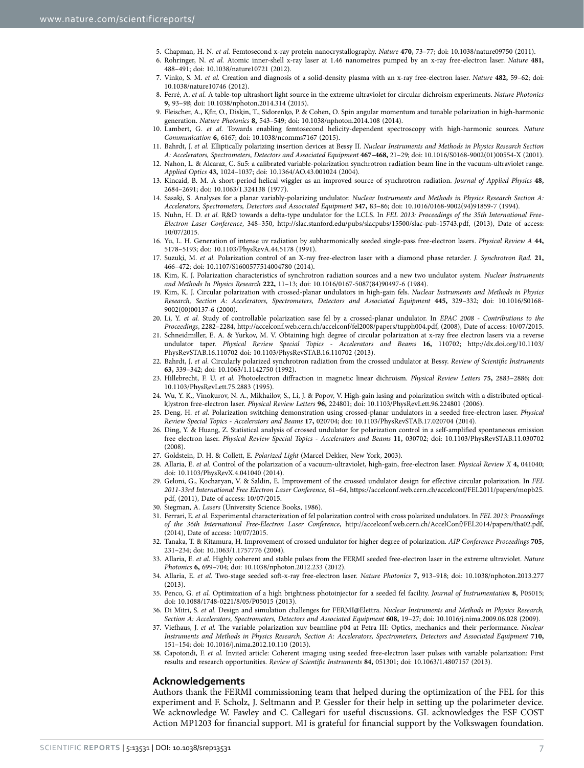5. Chapman, H. N. *et al.* Femtosecond x-ray protein nanocrystallography. *Nature* **470,** 73–77; doi: 10.1038/nature09750 (2011).
6. Rohringer, N. *et al.* Atomic inner-shell x-ray laser at 1.46 nanometres pumped by an x-ray free-electron laser. *Nature* **481,** 488–491; doi: 10.1038/nature10721 (2012).
7. Vinko, S. M. *et al.* Creation and diagnosis of a solid-density plasma with an x-ray free-electron laser. *Nature* **482,** 59–62; doi: 10.1038/nature10746 (2012).
8. Ferré, A. *et al.* A table-top ultrashort light source in the extreme ultraviolet for circular dichroism experiments. *Nature Photonics* **9,** 93–98; doi: 10.1038/nphoton.2014.314 (2015).
9. Fleischer, A., Kfir, O., Diskin, T., Sidorenko, P. & Cohen, O. Spin angular momentum and tunable polarization in high-harmonic generation. *Nature Photonics* **8,** 543–549; doi: 10.1038/nphoton.2014.108 (2014).
10. Lambert, G. *et al.* Towards enabling femtosecond helicity-dependent spectroscopy with high-harmonic sources. *Nature Communication* **6,** 6167; doi: 10.1038/ncomms7167 (2015).
11. Bahrdt, J. *et al.* Elliptically polarizing insertion devices at Bessy II. *Nuclear Instruments and Methods in Physics Research Section A: Accelerators, Spectrometers, Detectors and Associated Equipment* **467–468,** 21–29; doi: 10.1016/S0168-9002(01)00554-X (2001).
12. Nahon, L. & Alcaraz, C. Su5: a calibrated variable-polarization synchrotron radiation beam line in the vacuum-ultraviolet range. *Applied Optics* **43,** 1024–1037; doi: 10.1364/AO.43.001024 (2004).
13. Kincaid, B. M. A short-period helical wiggler as an improved source of synchrotron radiation. *Journal of Applied Physics* **48,** 2684–2691; doi: 10.1063/1.324138 (1977).
14. Sasaki, S. Analyses for a planar variably-polarizing undulator. *Nuclear Instruments and Methods in Physics Research Section A: Accelerators, Spectrometers, Detectors and Associated Equipment* **347,** 83–86; doi: 10.1016/0168-9002(94)91859-7 (1994).
15. Nuhn, H. D. *et al.* R&D towards a delta-type undulator for the LCLS. In *FEL 2013: Proceedings of the 35th International Free-Electron Laser Conference*, 348–350, http://slac.stanford.edu/pubs/slacpubs/15500/slac-pub-15743.pdf, (2013), Date of access: 10/07/2015.
16. Yu, L. H. Generation of intense uv radiation by subharmonically seeded single-pass free-electron lasers. *Physical Review A* **44,** 5178–5193; doi: 10.1103/PhysRevA.44.5178 (1991).
17. Suzuki, M. *et al.* Polarization control of an X-ray free-electron laser with a diamond phase retarder. *J. Synchrotron Rad.* **21,** 466–472; doi: 10.1107/S1600577514004780 (2014).
18. Kim, K. J. Polarization characteristics of synchrotron radiation sources and a new two undulator system. *Nuclear Instruments and Methods In Physics Research* **222,** 11–13; doi: 10.1016/0167-5087(84)90497-6 (1984).
19. Kim, K. J. Circular polarization with crossed-planar undulators in high-gain fels. *Nuclear Instruments and Methods in Physics Research, Section A: Accelerators, Spectrometers, Detectors and Associated Equipment* **445,** 329–332; doi: 10.1016/S0168-9002(00)00137-6 (2000).
20. Li, Y. *et al.* Study of controllable polarization sase fel by a crossed-planar undulator. In *EPAC 2008 - Contributions to the Proceedings*, 2282–2284, http://accelconf.web.cern.ch/accelconf/fel2008/papers/tupph004.pdf, (2008), Date of access: 10/07/2015.
21. Schneidmiller, E. A. & Yurkov, M. V. Obtaining high degree of circular polarization at x-ray free electron lasers via a reverse undulator taper. *Physical Review Special Topics - Accelerators and Beams* **16,** 110702; http://dx.doi.org/10.1103/PhysRevSTAB.16.110702 doi: 10.1103/PhysRevSTAB.16.110702 (2013).
22. Bahrdt, J. *et al.* Circularly polarized synchrotron radiation from the crossed undulator at Bessy. *Review of Scientific Instruments* **63,** 339–342; doi: 10.1063/1.1142750 (1992).
23. Hillebrecht, F. U. *et al.* Photoelectron diffraction in magnetic linear dichroism. *Physical Review Letters* **75,** 2883–2886; doi: 10.1103/PhysRevLett.75.2883 (1995).
24. Wu, Y. K., Vinokurov, N. A., Mikhailov, S., Li, J. & Popov, V. High-gain lasing and polarization switch with a distributed optical-klystron free-electron laser. *Physical Review Letters* **96,** 224801; doi: 10.1103/PhysRevLett.96.224801 (2006).
25. Deng, H. *et al.* Polarization switching demonstration using crossed-planar undulators in a seeded free-electron laser. *Physical Review Special Topics - Accelerators and Beams* **17,** 020704; doi: 10.1103/PhysRevSTAB.17.020704 (2014).
26. Ding, Y. & Huang, Z. Statistical analysis of crossed undulator for polarization control in a self-amplified spontaneous emission free electron laser. *Physical Review Special Topics - Accelerators and Beams* **11,** 030702; doi: 10.1103/PhysRevSTAB.11.030702 (2008).
27. Goldstein, D. H. & Collett, E. *Polarized Light* (Marcel Dekker, New York, 2003).
28. Allaria, E. *et al.* Control of the polarization of a vacuum-ultraviolet, high-gain, free-electron laser. *Physical Review X* **4,** 041040; doi: 10.1103/PhysRevX.4.041040 (2014).
29. Geloni, G., Kocharyan, V. & Saldin, E. Improvement of the crossed undulator design for effective circular polarization. In *FEL 2011-33rd International Free Electron Laser Conference*, 61–64, https://accelconf.web.cern.ch/accelconf/FEL2011/papers/mopb25.pdf, (2011), Date of access: 10/07/2015.
30. Siegman, A. *Lasers* (University Science Books, 1986).
31. Ferrari, E. *et al.* Experimental characterization of fel polarization control with cross polarized undulators. In *FEL 2013: Proceedings of the 36th International Free-Electron Laser Conference*, http://accelconf.web.cern.ch/AccelConf/FEL2014/papers/tha02.pdf, (2014), Date of access: 10/07/2015.
32. Tanaka, T. & Kitamura, H. Improvement of crossed undulator for higher degree of polarization. *AIP Conference Proceedings* **705,** 231–234; doi: 10.1063/1.1757776 (2004).
33. Allaria, E. *et al.* Highly coherent and stable pulses from the FERMI seeded free-electron laser in the extreme ultraviolet. *Nature Photonics* **6,** 699–704; doi: 10.1038/nphoton.2012.233 (2012).
34. Allaria, E. *et al.* Two-stage seeded soft-x-ray free-electron laser. *Nature Photonics* **7,** 913–918; doi: 10.1038/nphoton.2013.277 (2013).
35. Penco, G. *et al.* Optimization of a high brightness photoinjector for a seeded fel facility. *Journal of Instrumentation* **8,** P05015; doi: 10.1088/1748-0221/8/05/P05015 (2013).
36. Di Mitri, S. *et al.* Design and simulation challenges for FERMI@Elettra. *Nuclear Instruments and Methods in Physics Research, Section A: Accelerators, Spectrometers, Detectors and Associated Equipment* **608,** 19–27; doi: 10.1016/j.nima.2009.06.028 (2009).
37. Viefhaus, J. *et al.* The variable polarization xuv beamline p04 at Petra III: Optics, mechanics and their performance. *Nuclear Instruments and Methods in Physics Research, Section A: Accelerators, Spectrometers, Detectors and Associated Equipment* **710,** 151–154; doi: 10.1016/j.nima.2012.10.110 (2013).
38. Capotondi, F. *et al.* Invited article: Coherent imaging using seeded free-electron laser pulses with variable polarization: First results and research opportunities. *Review of Scientific Instruments* **84,** 051301; doi: 10.1063/1.4807157 (2013).

## Acknowledgements

Authors thank the FERMI commissioning team that helped during the optimization of the FEL for this experiment and F. Scholz, J. Seltmann and P. Gessler for their help in setting up the polarimeter device. We acknowledge W. Fawley and C. Callegari for useful discussions. GL acknowledges the ESF COST Action MP1203 for financial support. MI is grateful for financial support by the Volkswagen foundation.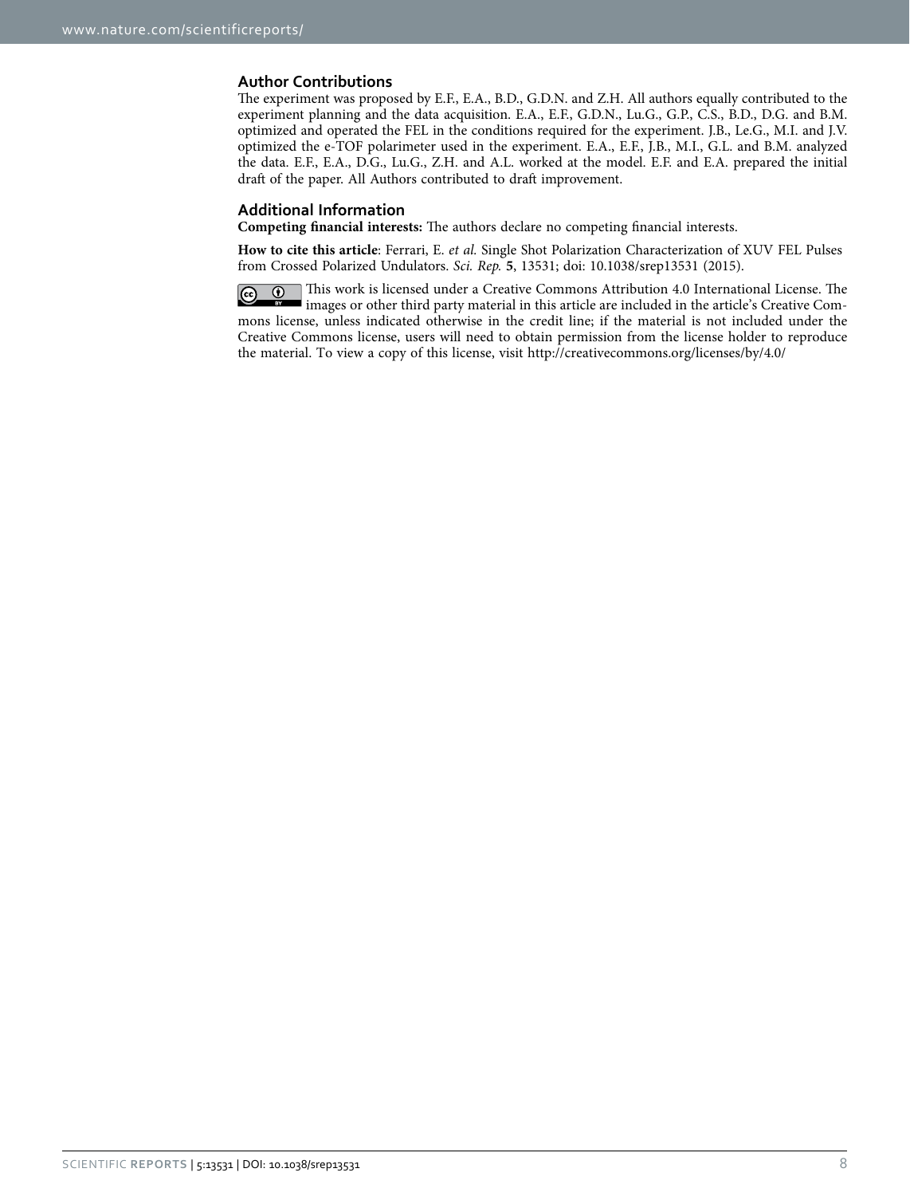## Author Contributions

The experiment was proposed by E.F., E.A., B.D., G.D.N. and Z.H. All authors equally contributed to the experiment planning and the data acquisition. E.A., E.F., G.D.N., Lu.G., G.P., C.S., B.D., D.G. and B.M. optimized and operated the FEL in the conditions required for the experiment. J.B., Le.G., M.I. and J.V. optimized the e-TOF polarimeter used in the experiment. E.A., E.F., J.B., M.I., G.L. and B.M. analyzed the data. E.F., E.A., D.G., Lu.G., Z.H. and A.L. worked at the model. E.F. and E.A. prepared the initial draft of the paper. All Authors contributed to draft improvement.

## Additional Information

**Competing financial interests:** The authors declare no competing financial interests.

**How to cite this article**: Ferrari, E. *et al.* Single Shot Polarization Characterization of XUV FEL Pulses from Crossed Polarized Undulators. *Sci. Rep.* **5**, 13531; doi: 10.1038/srep13531 (2015).

This work is licensed under a Creative Commons Attribution 4.0 International License. The images or other third party material in this article are included in the article's Creative Commons license, unless indicated otherwise in the credit line; if the material is not included under the Creative Commons license, users will need to obtain permission from the license holder to reproduce the material. To view a copy of this license, visit http://creativecommons.org/licenses/by/4.0/